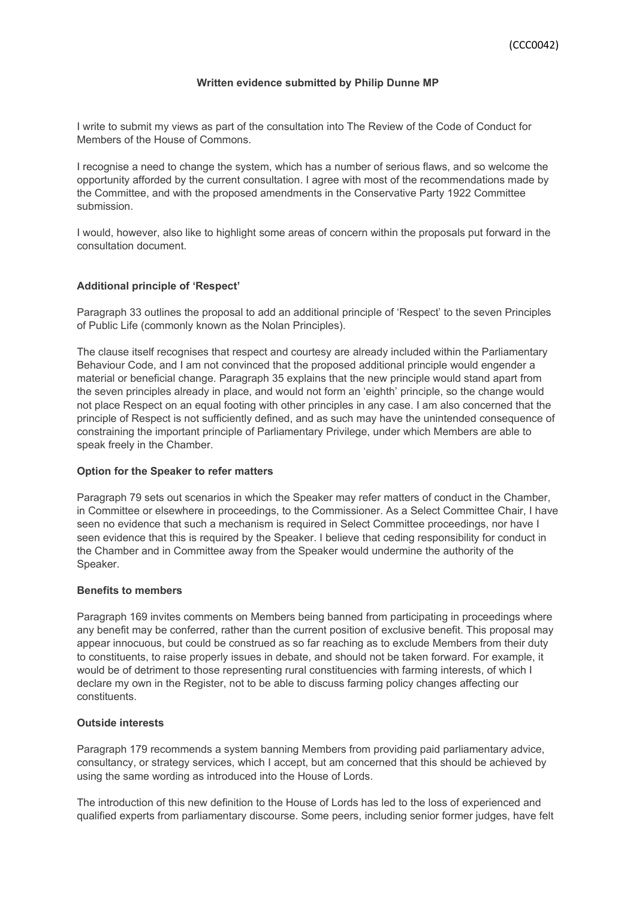(CCC0042)

**Written evidence submitted by Philip Dunne MP**

I write to submit my views as part of the consultation into The Review of the Code of Conduct for Members of the House of Commons.

I recognise a need to change the system, which has a number of serious flaws, and so welcome the opportunity afforded by the current consultation. I agree with most of the recommendations made by the Committee, and with the proposed amendments in the Conservative Party 1922 Committee submission.

I would, however, also like to highlight some areas of concern within the proposals put forward in the consultation document.

**Additional principle of 'Respect'**

Paragraph 33 outlines the proposal to add an additional principle of 'Respect' to the seven Principles of Public Life (commonly known as the Nolan Principles).

The clause itself recognises that respect and courtesy are already included within the Parliamentary Behaviour Code, and I am not convinced that the proposed additional principle would engender a material or beneficial change. Paragraph 35 explains that the new principle would stand apart from the seven principles already in place, and would not form an 'eighth' principle, so the change would not place Respect on an equal footing with other principles in any case. I am also concerned that the principle of Respect is not sufficiently defined, and as such may have the unintended consequence of constraining the important principle of Parliamentary Privilege, under which Members are able to speak freely in the Chamber.

**Option for the Speaker to refer matters**

Paragraph 79 sets out scenarios in which the Speaker may refer matters of conduct in the Chamber, in Committee or elsewhere in proceedings, to the Commissioner. As a Select Committee Chair, I have seen no evidence that such a mechanism is required in Select Committee proceedings, nor have I seen evidence that this is required by the Speaker. I believe that ceding responsibility for conduct in the Chamber and in Committee away from the Speaker would undermine the authority of the Speaker.

**Benefits to members**

Paragraph 169 invites comments on Members being banned from participating in proceedings where any benefit may be conferred, rather than the current position of exclusive benefit. This proposal may appear innocuous, but could be construed as so far reaching as to exclude Members from their duty to constituents, to raise properly issues in debate, and should not be taken forward. For example, it would be of detriment to those representing rural constituencies with farming interests, of which I declare my own in the Register, not to be able to discuss farming policy changes affecting our constituents.

**Outside interests**

Paragraph 179 recommends a system banning Members from providing paid parliamentary advice, consultancy, or strategy services, which I accept, but am concerned that this should be achieved by using the same wording as introduced into the House of Lords.

The introduction of this new definition to the House of Lords has led to the loss of experienced and qualified experts from parliamentary discourse. Some peers, including senior former judges, have felt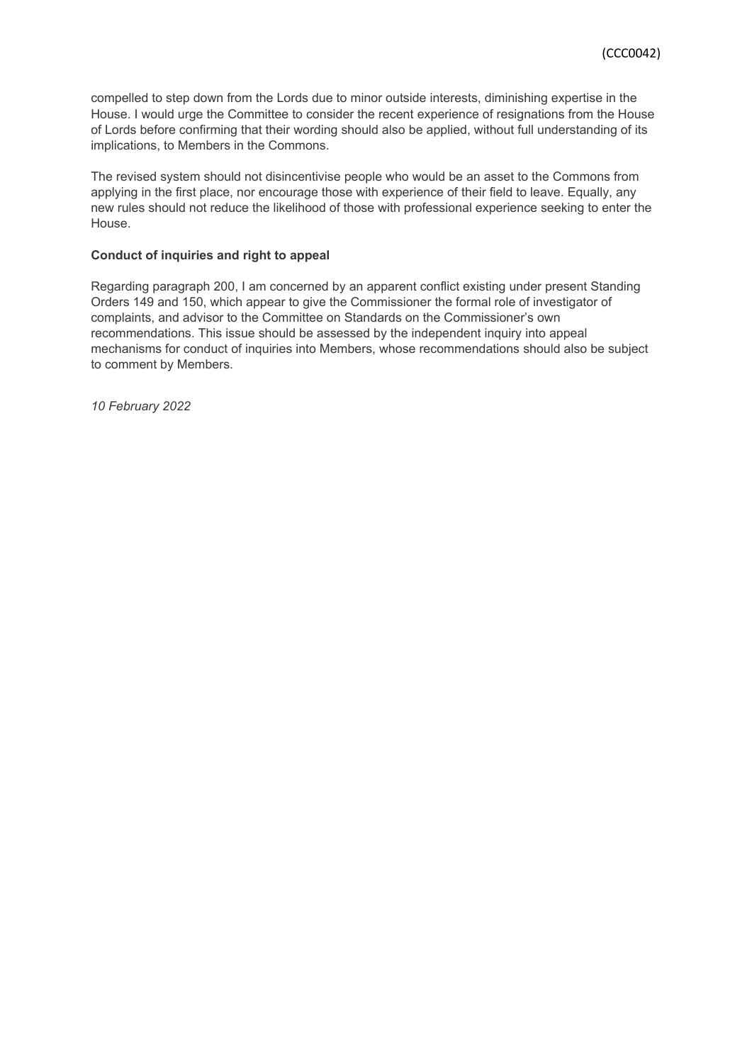compelled to step down from the Lords due to minor outside interests, diminishing expertise in the House. I would urge the Committee to consider the recent experience of resignations from the House of Lords before confirming that their wording should also be applied, without full understanding of its implications, to Members in the Commons.

The revised system should not disincentivise people who would be an asset to the Commons from applying in the first place, nor encourage those with experience of their field to leave. Equally, any new rules should not reduce the likelihood of those with professional experience seeking to enter the House.

**Conduct of inquiries and right to appeal**

Regarding paragraph 200, I am concerned by an apparent conflict existing under present Standing Orders 149 and 150, which appear to give the Commissioner the formal role of investigator of complaints, and advisor to the Committee on Standards on the Commissioner's own recommendations. This issue should be assessed by the independent inquiry into appeal mechanisms for conduct of inquiries into Members, whose recommendations should also be subject to comment by Members.

*10 February 2022*